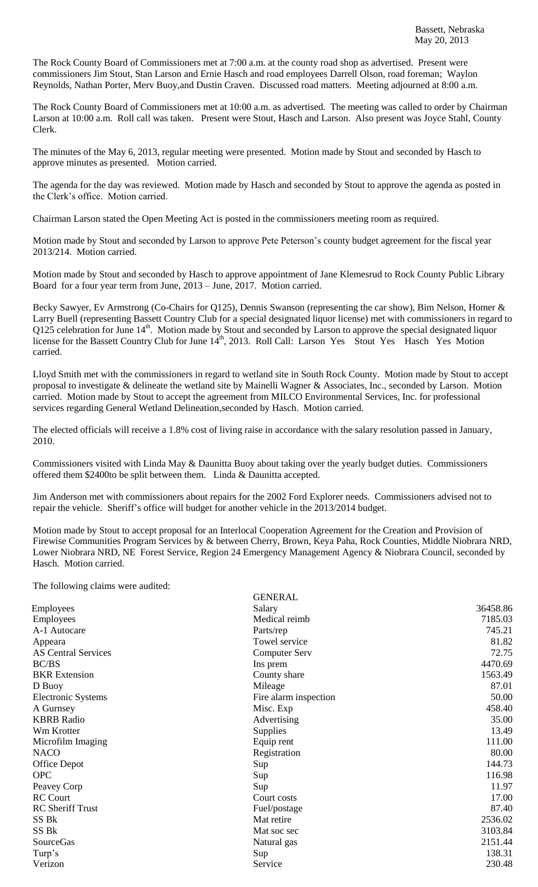Bassett, Nebraska
May 20, 2013

The Rock County Board of Commissioners met at 7:00 a.m. at the county road shop as advertised. Present were commissioners Jim Stout, Stan Larson and Ernie Hasch and road employees Darrell Olson, road foreman; Waylon Reynolds, Nathan Porter, Merv Buoy,and Dustin Craven. Discussed road matters. Meeting adjourned at 8:00 a.m.

The Rock County Board of Commissioners met at 10:00 a.m. as advertised. The meeting was called to order by Chairman Larson at 10:00 a.m. Roll call was taken. Present were Stout, Hasch and Larson. Also present was Joyce Stahl, County Clerk.

The minutes of the May 6, 2013, regular meeting were presented. Motion made by Stout and seconded by Hasch to approve minutes as presented. Motion carried.

The agenda for the day was reviewed. Motion made by Hasch and seconded by Stout to approve the agenda as posted in the Clerk's office. Motion carried.

Chairman Larson stated the Open Meeting Act is posted in the commissioners meeting room as required.

Motion made by Stout and seconded by Larson to approve Pete Peterson's county budget agreement for the fiscal year 2013/214. Motion carried.

Motion made by Stout and seconded by Hasch to approve appointment of Jane Klemesrud to Rock County Public Library Board for a four year term from June, 2013 – June, 2017. Motion carried.

Becky Sawyer, Ev Armstrong (Co-Chairs for Q125), Dennis Swanson (representing the car show), Bim Nelson, Homer & Larry Buell (representing Bassett Country Club for a special designated liquor license) met with commissioners in regard to Q125 celebration for June 14th. Motion made by Stout and seconded by Larson to approve the special designated liquor license for the Bassett Country Club for June 14th, 2013. Roll Call: Larson Yes Stout Yes Hasch Yes Motion carried.

Lloyd Smith met with the commissioners in regard to wetland site in South Rock County. Motion made by Stout to accept proposal to investigate & delineate the wetland site by Mainelli Wagner & Associates, Inc., seconded by Larson. Motion carried. Motion made by Stout to accept the agreement from MILCO Environmental Services, Inc. for professional services regarding General Wetland Delineation,seconded by Hasch. Motion carried.

The elected officials will receive a 1.8% cost of living raise in accordance with the salary resolution passed in January, 2010.

Commissioners visited with Linda May & Daunitta Buoy about taking over the yearly budget duties. Commissioners offered them $2400to be split between them. Linda & Daunitta accepted.

Jim Anderson met with commissioners about repairs for the 2002 Ford Explorer needs. Commissioners advised not to repair the vehicle. Sheriff's office will budget for another vehicle in the 2013/2014 budget.

Motion made by Stout to accept proposal for an Interlocal Cooperation Agreement for the Creation and Provision of Firewise Communities Program Services by & between Cherry, Brown, Keya Paha, Rock Counties, Middle Niobrara NRD, Lower Niobrara NRD, NE Forest Service, Region 24 Emergency Management Agency & Niobrara Council, seconded by Hasch. Motion carried.

The following claims were audited:

| | GENERAL | |
|---|---|---|
| Employees | Salary | 36458.86 |
| Employees | Medical reimb | 7185.03 |
| A-1 Autocare | Parts/rep | 745.21 |
| Appeara | Towel service | 81.82 |
| AS Central Services | Computer Serv | 72.75 |
| BC/BS | Ins prem | 4470.69 |
| BKR Extension | County share | 1563.49 |
| D Buoy | Mileage | 87.01 |
| Electronic Systems | Fire alarm inspection | 50.00 |
| A Gurnsey | Misc. Exp | 458.40 |
| KBRB Radio | Advertising | 35.00 |
| Wm Krotter | Supplies | 13.49 |
| Microfilm Imaging | Equip rent | 111.00 |
| NACO | Registration | 80.00 |
| Office Depot | Sup | 144.73 |
| OPC | Sup | 116.98 |
| Peavey Corp | Sup | 11.97 |
| RC Court | Court costs | 17.00 |
| RC Sheriff Trust | Fuel/postage | 87.40 |
| SS Bk | Mat retire | 2536.02 |
| SS Bk | Mat soc sec | 3103.84 |
| SourceGas | Natural gas | 2151.44 |
| Turp's | Sup | 138.31 |
| Verizon | Service | 230.48 |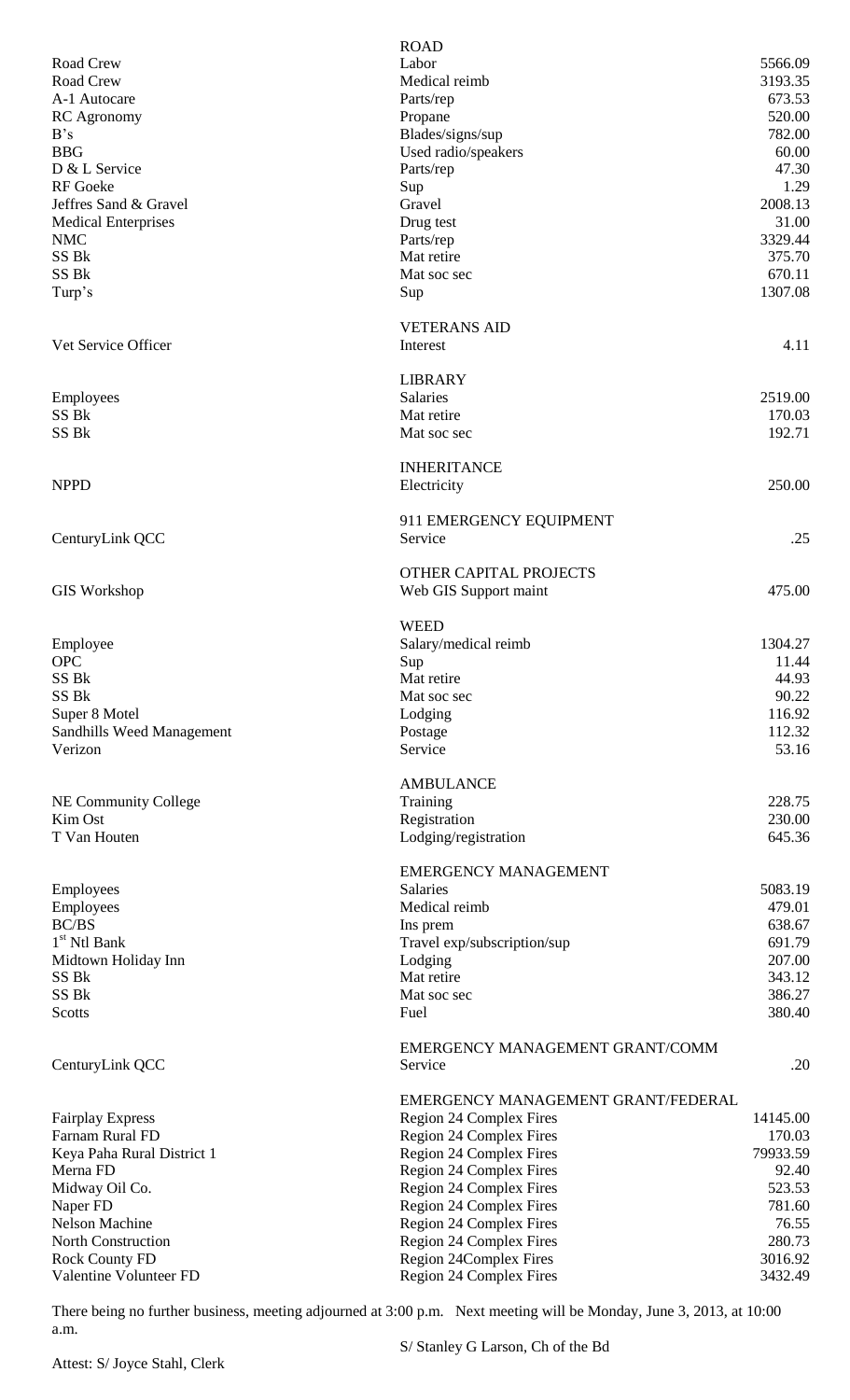| | | |
|---|---|---|
| | ROAD | |
| Road Crew | Labor | 5566.09 |
| Road Crew | Medical reimb | 3193.35 |
| A-1 Autocare | Parts/rep | 673.53 |
| RC Agronomy | Propane | 520.00 |
| B's | Blades/signs/sup | 782.00 |
| BBG | Used radio/speakers | 60.00 |
| D & L Service | Parts/rep | 47.30 |
| RF Goeke | Sup | 1.29 |
| Jeffres Sand & Gravel | Gravel | 2008.13 |
| Medical Enterprises | Drug test | 31.00 |
| NMC | Parts/rep | 3329.44 |
| SS Bk | Mat retire | 375.70 |
| SS Bk | Mat soc sec | 670.11 |
| Turp's | Sup | 1307.08 |
| | VETERANS AID | |
| Vet Service Officer | Interest | 4.11 |
| | LIBRARY | |
| Employees | Salaries | 2519.00 |
| SS Bk | Mat retire | 170.03 |
| SS Bk | Mat soc sec | 192.71 |
| | INHERITANCE | |
| NPPD | Electricity | 250.00 |
| | 911 EMERGENCY EQUIPMENT | |
| CenturyLink QCC | Service | .25 |
| | OTHER CAPITAL PROJECTS | |
| GIS Workshop | Web GIS Support maint | 475.00 |
| | WEED | |
| Employee | Salary/medical reimb | 1304.27 |
| OPC | Sup | 11.44 |
| SS Bk | Mat retire | 44.93 |
| SS Bk | Mat soc sec | 90.22 |
| Super 8 Motel | Lodging | 116.92 |
| Sandhills Weed Management | Postage | 112.32 |
| Verizon | Service | 53.16 |
| | AMBULANCE | |
| NE Community College | Training | 228.75 |
| Kim Ost | Registration | 230.00 |
| T Van Houten | Lodging/registration | 645.36 |
| | EMERGENCY MANAGEMENT | |
| Employees | Salaries | 5083.19 |
| Employees | Medical reimb | 479.01 |
| BC/BS | Ins prem | 638.67 |
| 1st Ntl Bank | Travel exp/subscription/sup | 691.79 |
| Midtown Holiday Inn | Lodging | 207.00 |
| SS Bk | Mat retire | 343.12 |
| SS Bk | Mat soc sec | 386.27 |
| Scotts | Fuel | 380.40 |
| | EMERGENCY MANAGEMENT GRANT/COMM | |
| CenturyLink QCC | Service | .20 |
| | EMERGENCY MANAGEMENT GRANT/FEDERAL | |
| Fairplay Express | Region 24 Complex Fires | 14145.00 |
| Farnam Rural FD | Region 24 Complex Fires | 170.03 |
| Keya Paha Rural District 1 | Region 24 Complex Fires | 79933.59 |
| Merna FD | Region 24 Complex Fires | 92.40 |
| Midway Oil Co. | Region 24 Complex Fires | 523.53 |
| Naper FD | Region 24 Complex Fires | 781.60 |
| Nelson Machine | Region 24 Complex Fires | 76.55 |
| North Construction | Region 24 Complex Fires | 280.73 |
| Rock County FD | Region 24Complex Fires | 3016.92 |
| Valentine Volunteer FD | Region 24 Complex Fires | 3432.49 |

There being no further business, meeting adjourned at 3:00 p.m. Next meeting will be Monday, June 3, 2013, at 10:00 a.m.

S/ Stanley G Larson, Ch of the Bd

Attest: S/ Joyce Stahl, Clerk